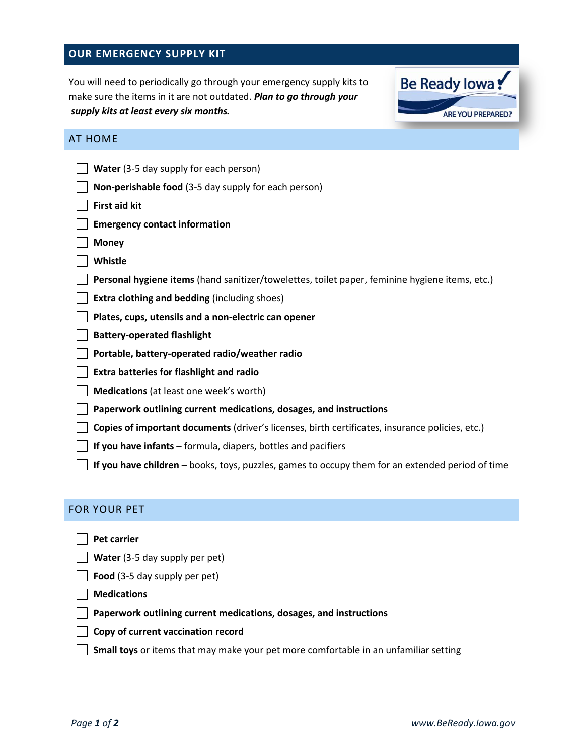## OUR EMERGENCY SUPPLY KIT

You will need to periodically go through your emergency supply kits to make sure the items in it are not outdated. ***Plan to go through your supply kits at least every six months.***

Be Ready Iowa
ARE YOU PREPARED?

### AT HOME

- [ ] **Water** (3-5 day supply for each person)
- [ ] **Non-perishable food** (3-5 day supply for each person)
- [ ] **First aid kit**
- [ ] **Emergency contact information**
- [ ] **Money**
- [ ] **Whistle**
- [ ] **Personal hygiene items** (hand sanitizer/towelettes, toilet paper, feminine hygiene items, etc.)
- [ ] **Extra clothing and bedding** (including shoes)
- [ ] **Plates, cups, utensils and a non-electric can opener**
- [ ] **Battery-operated flashlight**
- [ ] **Portable, battery-operated radio/weather radio**
- [ ] **Extra batteries for flashlight and radio**
- [ ] **Medications** (at least one week's worth)
- [ ] **Paperwork outlining current medications, dosages, and instructions**
- [ ] **Copies of important documents** (driver's licenses, birth certificates, insurance policies, etc.)
- [ ] **If you have infants** – formula, diapers, bottles and pacifiers
- [ ] **If you have children** – books, toys, puzzles, games to occupy them for an extended period of time

### FOR YOUR PET

- [ ] **Pet carrier**
- [ ] **Water** (3-5 day supply per pet)
- [ ] **Food** (3-5 day supply per pet)
- [ ] **Medications**
- [ ] **Paperwork outlining current medications, dosages, and instructions**
- [ ] **Copy of current vaccination record**
- [ ] **Small toys** or items that may make your pet more comfortable in an unfamiliar setting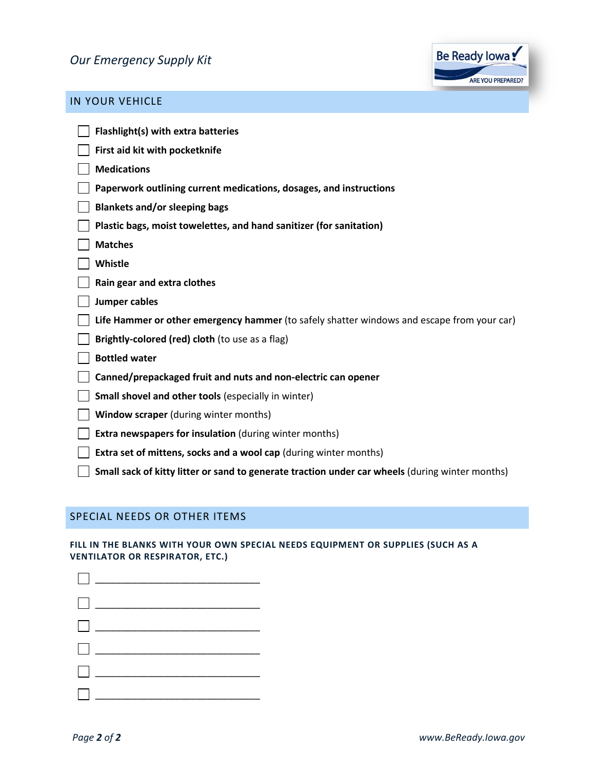*Our Emergency Supply Kit*

## IN YOUR VEHICLE

- [ ] **Flashlight(s) with extra batteries**
- [ ] **First aid kit with pocketknife**
- [ ] **Medications**
- [ ] **Paperwork outlining current medications, dosages, and instructions**
- [ ] **Blankets and/or sleeping bags**
- [ ] **Plastic bags, moist towelettes, and hand sanitizer (for sanitation)**
- [ ] **Matches**
- [ ] **Whistle**
- [ ] **Rain gear and extra clothes**
- [ ] **Jumper cables**
- [ ] **Life Hammer or other emergency hammer** (to safely shatter windows and escape from your car)
- [ ] **Brightly-colored (red) cloth** (to use as a flag)
- [ ] **Bottled water**
- [ ] **Canned/prepackaged fruit and nuts and non-electric can opener**
- [ ] **Small shovel and other tools** (especially in winter)
- [ ] **Window scraper** (during winter months)
- [ ] **Extra newspapers for insulation** (during winter months)
- [ ] **Extra set of mittens, socks and a wool cap** (during winter months)
- [ ] **Small sack of kitty litter or sand to generate traction under car wheels** (during winter months)

## SPECIAL NEEDS OR OTHER ITEMS

**FILL IN THE BLANKS WITH YOUR OWN SPECIAL NEEDS EQUIPMENT OR SUPPLIES (SUCH AS A VENTILATOR OR RESPIRATOR, ETC.)**

- [ ] ______________________________
- [ ] ______________________________
- [ ] ______________________________
- [ ] ______________________________
- [ ] ______________________________
- [ ] ______________________________

www.BeReady.Iowa.gov